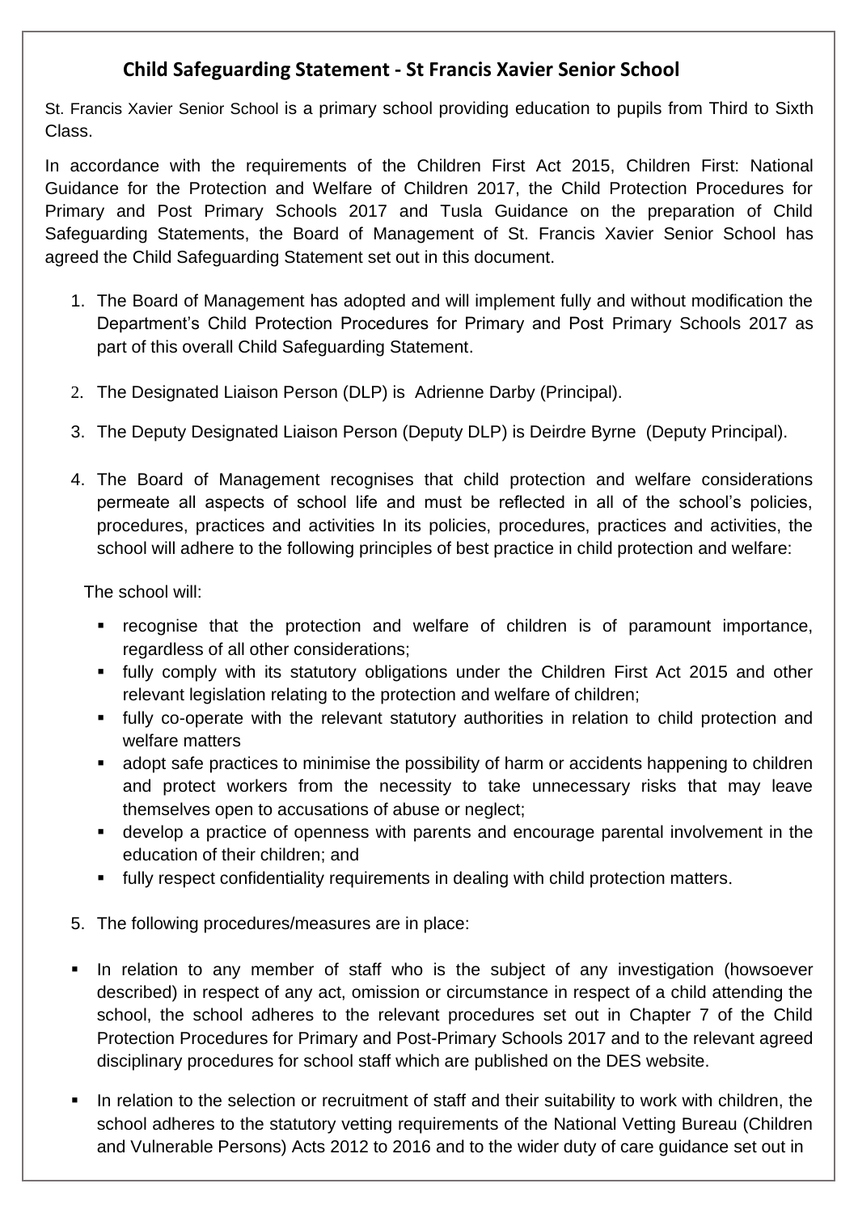## Child Safeguarding Statement - St Francis Xavier Senior School

St. Francis Xavier Senior School is a primary school providing education to pupils from Third to Sixth Class.

In accordance with the requirements of the Children First Act 2015, Children First: National Guidance for the Protection and Welfare of Children 2017, the Child Protection Procedures for Primary and Post Primary Schools 2017 and Tusla Guidance on the preparation of Child Safeguarding Statements, the Board of Management of St. Francis Xavier Senior School has agreed the Child Safeguarding Statement set out in this document.

1. The Board of Management has adopted and will implement fully and without modification the Department's Child Protection Procedures for Primary and Post Primary Schools 2017 as part of this overall Child Safeguarding Statement.

2. The Designated Liaison Person (DLP) is Adrienne Darby (Principal).

3. The Deputy Designated Liaison Person (Deputy DLP) is Deirdre Byrne (Deputy Principal).

4. The Board of Management recognises that child protection and welfare considerations permeate all aspects of school life and must be reflected in all of the school's policies, procedures, practices and activities In its policies, procedures, practices and activities, the school will adhere to the following principles of best practice in child protection and welfare:

   The school will:

   - recognise that the protection and welfare of children is of paramount importance, regardless of all other considerations;
   - fully comply with its statutory obligations under the Children First Act 2015 and other relevant legislation relating to the protection and welfare of children;
   - fully co-operate with the relevant statutory authorities in relation to child protection and welfare matters
   - adopt safe practices to minimise the possibility of harm or accidents happening to children and protect workers from the necessity to take unnecessary risks that may leave themselves open to accusations of abuse or neglect;
   - develop a practice of openness with parents and encourage parental involvement in the education of their children; and
   - fully respect confidentiality requirements in dealing with child protection matters.

5. The following procedures/measures are in place:

- In relation to any member of staff who is the subject of any investigation (howsoever described) in respect of any act, omission or circumstance in respect of a child attending the school, the school adheres to the relevant procedures set out in Chapter 7 of the Child Protection Procedures for Primary and Post-Primary Schools 2017 and to the relevant agreed disciplinary procedures for school staff which are published on the DES website.

- In relation to the selection or recruitment of staff and their suitability to work with children, the school adheres to the statutory vetting requirements of the National Vetting Bureau (Children and Vulnerable Persons) Acts 2012 to 2016 and to the wider duty of care guidance set out in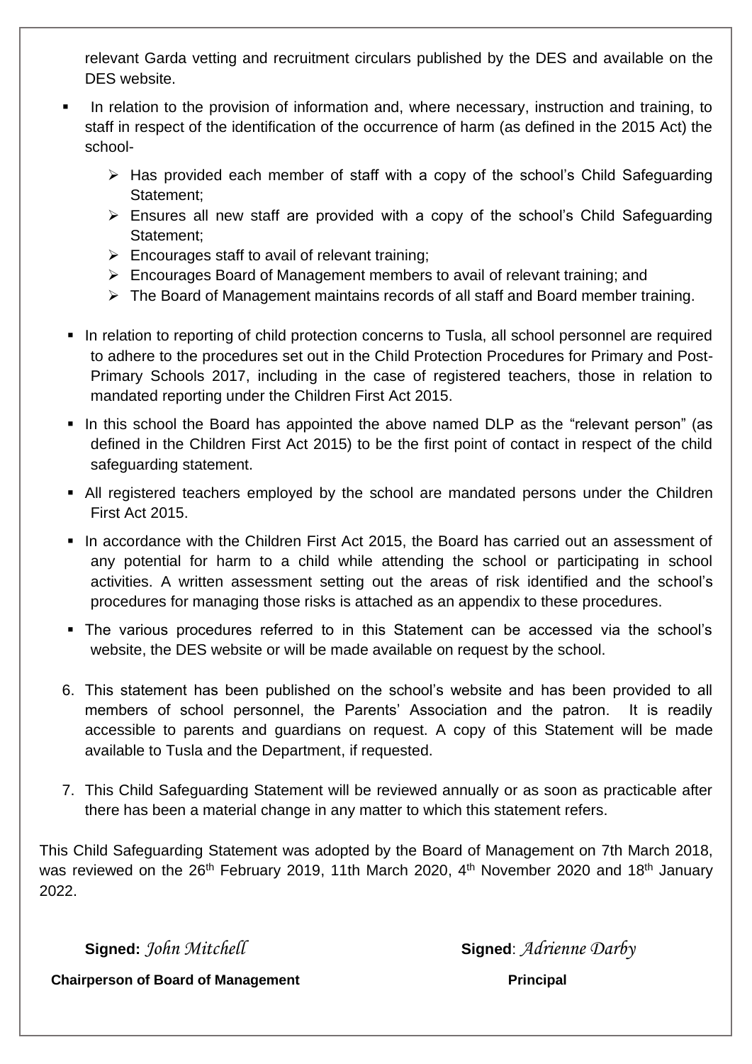relevant Garda vetting and recruitment circulars published by the DES and available on the DES website.

- In relation to the provision of information and, where necessary, instruction and training, to staff in respect of the identification of the occurrence of harm (as defined in the 2015 Act) the school-
  - Has provided each member of staff with a copy of the school's Child Safeguarding Statement;
  - Ensures all new staff are provided with a copy of the school's Child Safeguarding Statement;
  - Encourages staff to avail of relevant training;
  - Encourages Board of Management members to avail of relevant training; and
  - The Board of Management maintains records of all staff and Board member training.
- In relation to reporting of child protection concerns to Tusla, all school personnel are required to adhere to the procedures set out in the Child Protection Procedures for Primary and Post-Primary Schools 2017, including in the case of registered teachers, those in relation to mandated reporting under the Children First Act 2015.
- In this school the Board has appointed the above named DLP as the "relevant person" (as defined in the Children First Act 2015) to be the first point of contact in respect of the child safeguarding statement.
- All registered teachers employed by the school are mandated persons under the Children First Act 2015.
- In accordance with the Children First Act 2015, the Board has carried out an assessment of any potential for harm to a child while attending the school or participating in school activities. A written assessment setting out the areas of risk identified and the school's procedures for managing those risks is attached as an appendix to these procedures.
- The various procedures referred to in this Statement can be accessed via the school's website, the DES website or will be made available on request by the school.

6. This statement has been published on the school's website and has been provided to all members of school personnel, the Parents' Association and the patron. It is readily accessible to parents and guardians on request. A copy of this Statement will be made available to Tusla and the Department, if requested.

7. This Child Safeguarding Statement will be reviewed annually or as soon as practicable after there has been a material change in any matter to which this statement refers.

This Child Safeguarding Statement was adopted by the Board of Management on 7th March 2018, was reviewed on the 26th February 2019, 11th March 2020, 4th November 2020 and 18th January 2022.

**Signed:** *John Mitchell*
**Chairperson of Board of Management**

**Signed**: *Adrienne Darby*
**Principal**